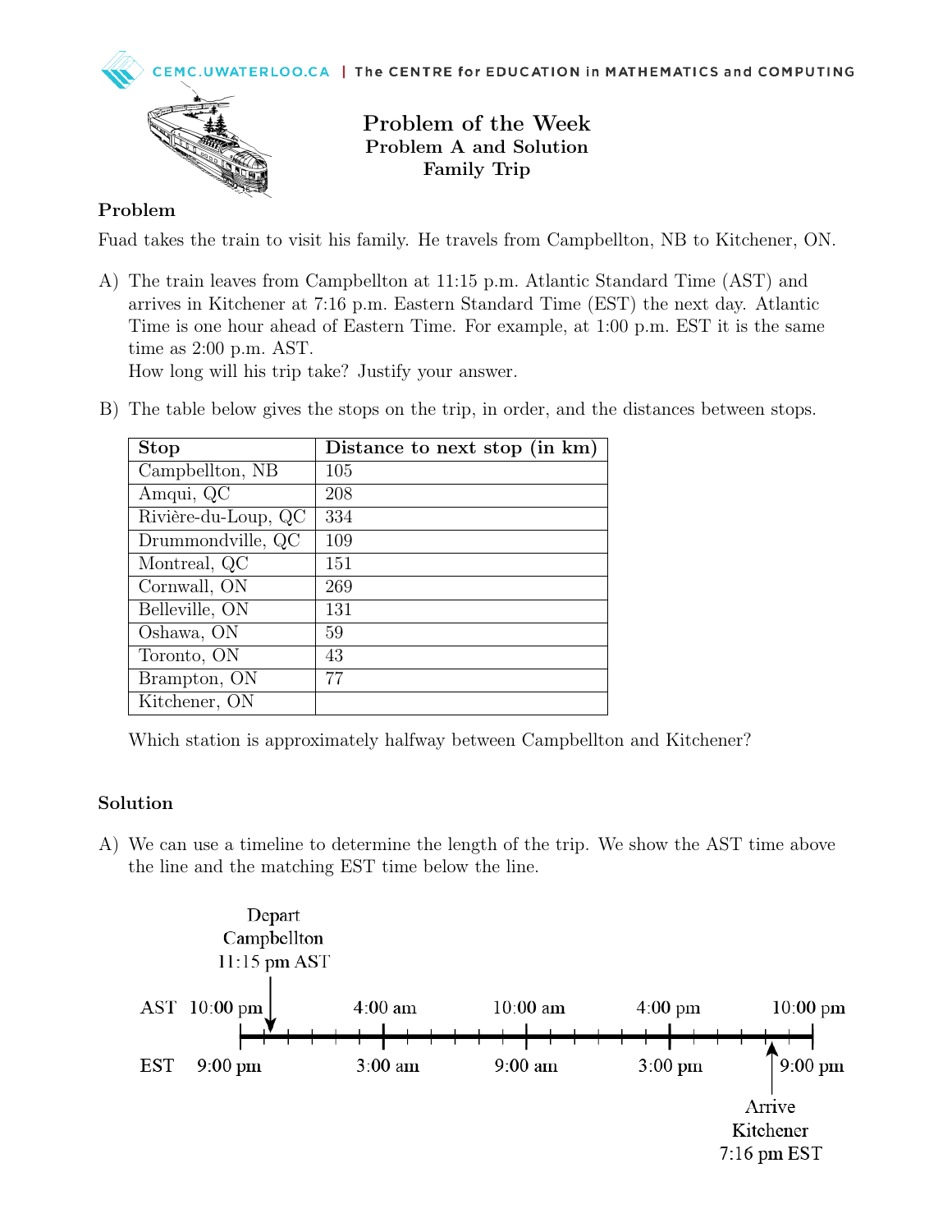# Problem of the Week

## Problem A and Solution

## Family Trip

### Problem

Fuad takes the train to visit his family. He travels from Campbellton, NB to Kitchener, ON.

A) The train leaves from Campbellton at 11:15 p.m. Atlantic Standard Time (AST) and arrives in Kitchener at 7:16 p.m. Eastern Standard Time (EST) the next day. Atlantic Time is one hour ahead of Eastern Time. For example, at 1:00 p.m. EST it is the same time as 2:00 p.m. AST.
How long will his trip take? Justify your answer.

B) The table below gives the stops on the trip, in order, and the distances between stops.

| Stop | Distance to next stop (in km) |
|---|---|
| Campbellton, NB | 105 |
| Amqui, QC | 208 |
| Rivière-du-Loup, QC | 334 |
| Drummondville, QC | 109 |
| Montreal, QC | 151 |
| Cornwall, ON | 269 |
| Belleville, ON | 131 |
| Oshawa, ON | 59 |
| Toronto, ON | 43 |
| Brampton, ON | 77 |
| Kitchener, ON | |

Which station is approximately halfway between Campbellton and Kitchener?

### Solution

A) We can use a timeline to determine the length of the trip. We show the AST time above the line and the matching EST time below the line.

Depart Campbellton 11:15 pm AST

AST: 10:00 pm, 4:00 am, 10:00 am, 4:00 pm, 10:00 pm

EST: 9:00 pm, 3:00 am, 9:00 am, 3:00 pm, 9:00 pm

Arrive Kitchener 7:16 pm EST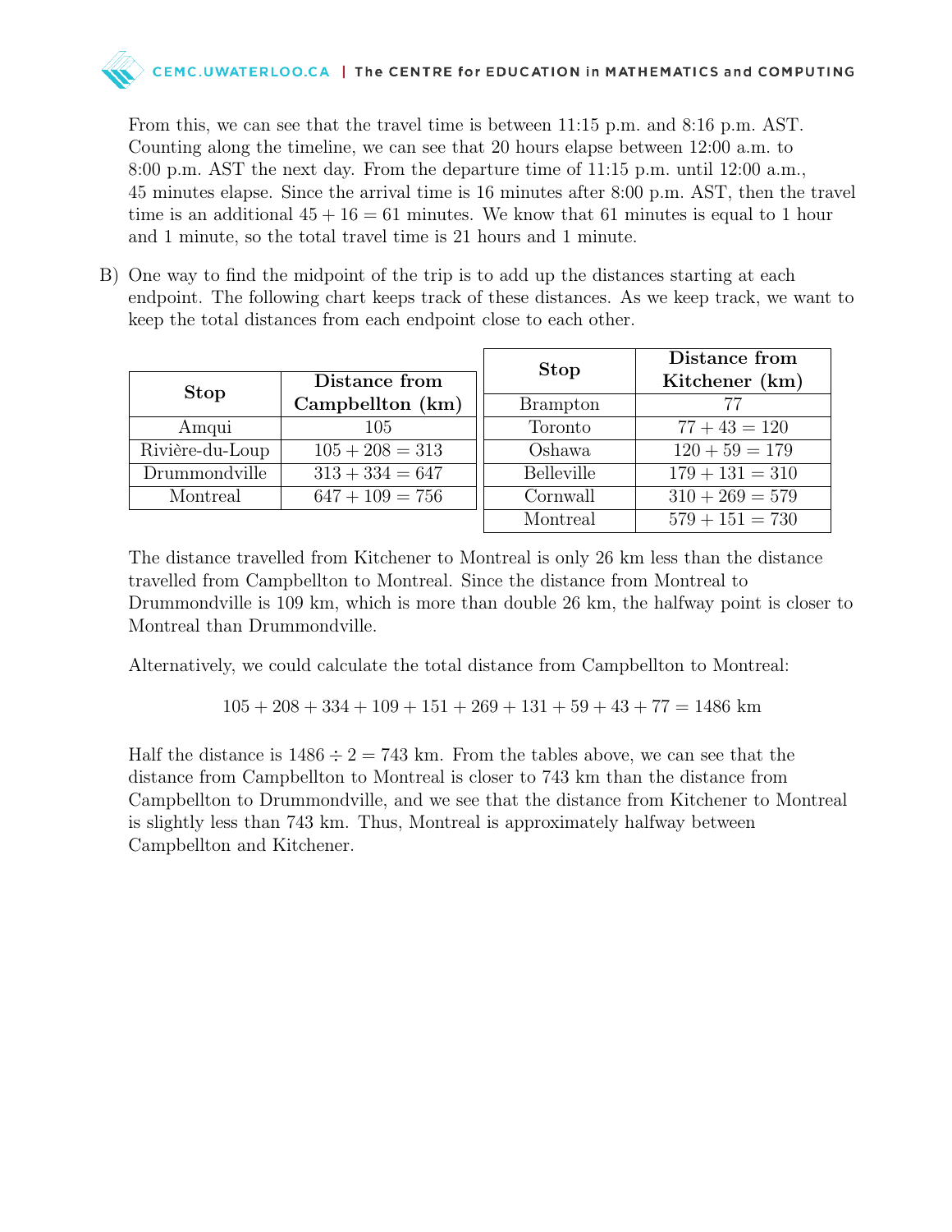From this, we can see that the travel time is between 11:15 p.m. and 8:16 p.m. AST. Counting along the timeline, we can see that 20 hours elapse between 12:00 a.m. to 8:00 p.m. AST the next day. From the departure time of 11:15 p.m. until 12:00 a.m., 45 minutes elapse. Since the arrival time is 16 minutes after 8:00 p.m. AST, then the travel time is an additional $45 + 16 = 61$ minutes. We know that 61 minutes is equal to 1 hour and 1 minute, so the total travel time is 21 hours and 1 minute.

B) One way to find the midpoint of the trip is to add up the distances starting at each endpoint. The following chart keeps track of these distances. As we keep track, we want to keep the total distances from each endpoint close to each other.

| Stop | Distance from Campbellton (km) |
|---|---|
| Amqui | 105 |
| Rivière-du-Loup | $105 + 208 = 313$ |
| Drummondville | $313 + 334 = 647$ |
| Montreal | $647 + 109 = 756$ |

| Stop | Distance from Kitchener (km) |
|---|---|
| Brampton | 77 |
| Toronto | $77 + 43 = 120$ |
| Oshawa | $120 + 59 = 179$ |
| Belleville | $179 + 131 = 310$ |
| Cornwall | $310 + 269 = 579$ |
| Montreal | $579 + 151 = 730$ |

The distance travelled from Kitchener to Montreal is only 26 km less than the distance travelled from Campbellton to Montreal. Since the distance from Montreal to Drummondville is 109 km, which is more than double 26 km, the halfway point is closer to Montreal than Drummondville.

Alternatively, we could calculate the total distance from Campbellton to Montreal:

$$105 + 208 + 334 + 109 + 151 + 269 + 131 + 59 + 43 + 77 = 1486 \text{ km}$$

Half the distance is $1486 \div 2 = 743$ km. From the tables above, we can see that the distance from Campbellton to Montreal is closer to 743 km than the distance from Campbellton to Drummondville, and we see that the distance from Kitchener to Montreal is slightly less than 743 km. Thus, Montreal is approximately halfway between Campbellton and Kitchener.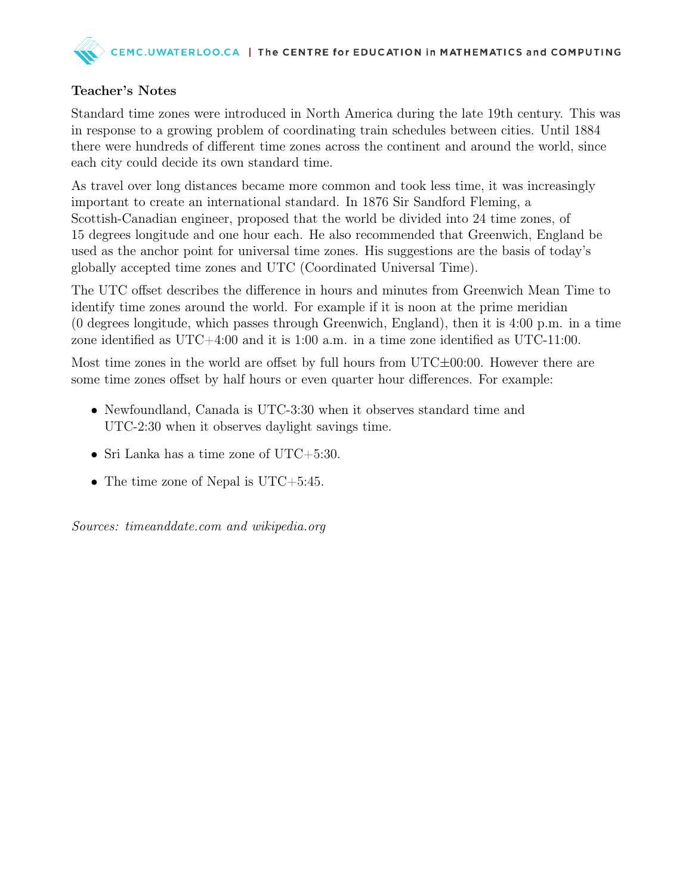**Teacher's Notes**

Standard time zones were introduced in North America during the late 19th century. This was in response to a growing problem of coordinating train schedules between cities. Until 1884 there were hundreds of different time zones across the continent and around the world, since each city could decide its own standard time.

As travel over long distances became more common and took less time, it was increasingly important to create an international standard. In 1876 Sir Sandford Fleming, a Scottish-Canadian engineer, proposed that the world be divided into 24 time zones, of 15 degrees longitude and one hour each. He also recommended that Greenwich, England be used as the anchor point for universal time zones. His suggestions are the basis of today's globally accepted time zones and UTC (Coordinated Universal Time).

The UTC offset describes the difference in hours and minutes from Greenwich Mean Time to identify time zones around the world. For example if it is noon at the prime meridian (0 degrees longitude, which passes through Greenwich, England), then it is 4:00 p.m. in a time zone identified as UTC+4:00 and it is 1:00 a.m. in a time zone identified as UTC-11:00.

Most time zones in the world are offset by full hours from UTC±00:00. However there are some time zones offset by half hours or even quarter hour differences. For example:

- Newfoundland, Canada is UTC-3:30 when it observes standard time and UTC-2:30 when it observes daylight savings time.
- Sri Lanka has a time zone of UTC+5:30.
- The time zone of Nepal is UTC+5:45.

*Sources: timeanddate.com and wikipedia.org*